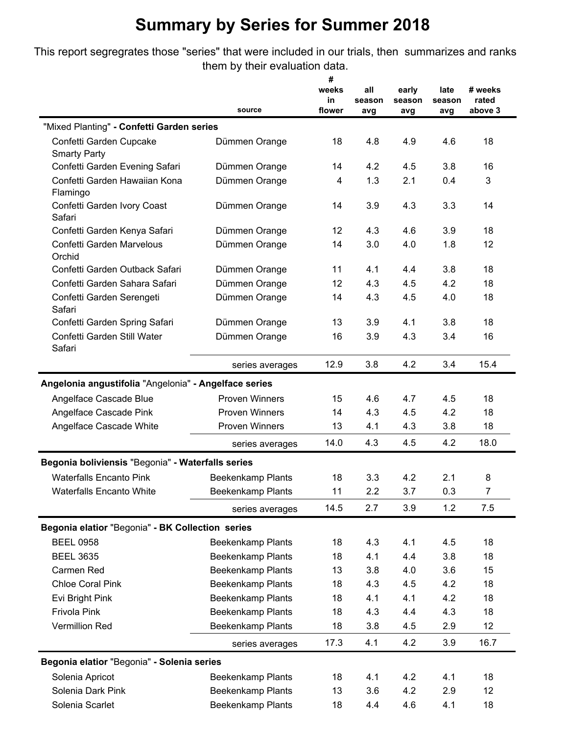# Summary by Series for Summer 2018

This report segregrates those "series" that were included in our trials, then summarizes and ranks them by their evaluation data.

| | source | # weeks in flower | all season avg | early season avg | late season avg | # weeks rated above 3 |
|---|---|---|---|---|---|---|
| "Mixed Planting" **- Confetti Garden series** | | | | | | |
| Confetti Garden Cupcake Smarty Party | Dümmen Orange | 18 | 4.8 | 4.9 | 4.6 | 18 |
| Confetti Garden Evening Safari | Dümmen Orange | 14 | 4.2 | 4.5 | 3.8 | 16 |
| Confetti Garden Hawaiian Kona Flamingo | Dümmen Orange | 4 | 1.3 | 2.1 | 0.4 | 3 |
| Confetti Garden Ivory Coast Safari | Dümmen Orange | 14 | 3.9 | 4.3 | 3.3 | 14 |
| Confetti Garden Kenya Safari | Dümmen Orange | 12 | 4.3 | 4.6 | 3.9 | 18 |
| Confetti Garden Marvelous Orchid | Dümmen Orange | 14 | 3.0 | 4.0 | 1.8 | 12 |
| Confetti Garden Outback Safari | Dümmen Orange | 11 | 4.1 | 4.4 | 3.8 | 18 |
| Confetti Garden Sahara Safari | Dümmen Orange | 12 | 4.3 | 4.5 | 4.2 | 18 |
| Confetti Garden Serengeti Safari | Dümmen Orange | 14 | 4.3 | 4.5 | 4.0 | 18 |
| Confetti Garden Spring Safari | Dümmen Orange | 13 | 3.9 | 4.1 | 3.8 | 18 |
| Confetti Garden Still Water Safari | Dümmen Orange | 16 | 3.9 | 4.3 | 3.4 | 16 |
| | series averages | 12.9 | 3.8 | 4.2 | 3.4 | 15.4 |
| **Angelonia angustifolia** "Angelonia" **- Angelface series** | | | | | | |
| Angelface Cascade Blue | Proven Winners | 15 | 4.6 | 4.7 | 4.5 | 18 |
| Angelface Cascade Pink | Proven Winners | 14 | 4.3 | 4.5 | 4.2 | 18 |
| Angelface Cascade White | Proven Winners | 13 | 4.1 | 4.3 | 3.8 | 18 |
| | series averages | 14.0 | 4.3 | 4.5 | 4.2 | 18.0 |
| **Begonia boliviensis** "Begonia" **- Waterfalls series** | | | | | | |
| Waterfalls Encanto Pink | Beekenkamp Plants | 18 | 3.3 | 4.2 | 2.1 | 8 |
| Waterfalls Encanto White | Beekenkamp Plants | 11 | 2.2 | 3.7 | 0.3 | 7 |
| | series averages | 14.5 | 2.7 | 3.9 | 1.2 | 7.5 |
| **Begonia elatior** "Begonia" **- BK Collection series** | | | | | | |
| BEEL 0958 | Beekenkamp Plants | 18 | 4.3 | 4.1 | 4.5 | 18 |
| BEEL 3635 | Beekenkamp Plants | 18 | 4.1 | 4.4 | 3.8 | 18 |
| Carmen Red | Beekenkamp Plants | 13 | 3.8 | 4.0 | 3.6 | 15 |
| Chloe Coral Pink | Beekenkamp Plants | 18 | 4.3 | 4.5 | 4.2 | 18 |
| Evi Bright Pink | Beekenkamp Plants | 18 | 4.1 | 4.1 | 4.2 | 18 |
| Frivola Pink | Beekenkamp Plants | 18 | 4.3 | 4.4 | 4.3 | 18 |
| Vermillion Red | Beekenkamp Plants | 18 | 3.8 | 4.5 | 2.9 | 12 |
| | series averages | 17.3 | 4.1 | 4.2 | 3.9 | 16.7 |
| **Begonia elatior** "Begonia" **- Solenia series** | | | | | | |
| Solenia Apricot | Beekenkamp Plants | 18 | 4.1 | 4.2 | 4.1 | 18 |
| Solenia Dark Pink | Beekenkamp Plants | 13 | 3.6 | 4.2 | 2.9 | 12 |
| Solenia Scarlet | Beekenkamp Plants | 18 | 4.4 | 4.6 | 4.1 | 18 |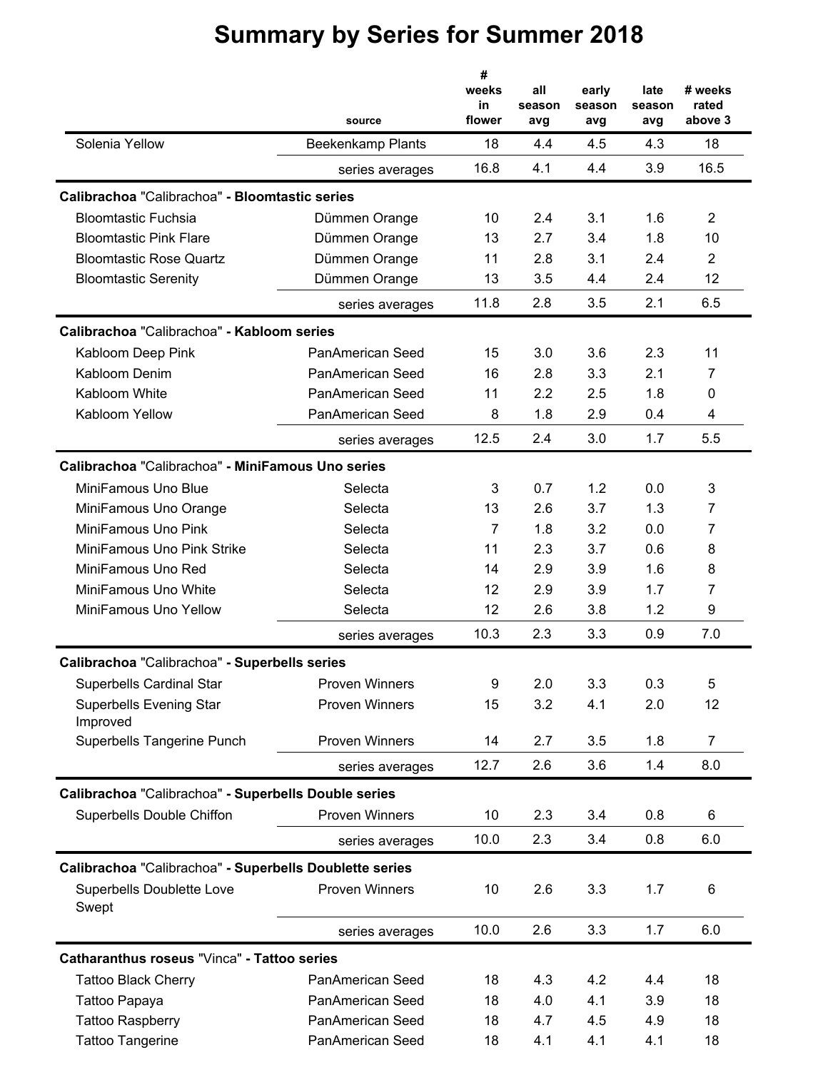# Summary by Series for Summer 2018

| | source | # weeks in flower | all season avg | early season avg | late season avg | # weeks rated above 3 |
|---|---|---|---|---|---|---|
| Solenia Yellow | Beekenkamp Plants | 18 | 4.4 | 4.5 | 4.3 | 18 |
| | series averages | 16.8 | 4.1 | 4.4 | 3.9 | 16.5 |
| **Calibrachoa** "Calibrachoa" **- Bloomtastic series** | | | | | | |
| Bloomtastic Fuchsia | Dümmen Orange | 10 | 2.4 | 3.1 | 1.6 | 2 |
| Bloomtastic Pink Flare | Dümmen Orange | 13 | 2.7 | 3.4 | 1.8 | 10 |
| Bloomtastic Rose Quartz | Dümmen Orange | 11 | 2.8 | 3.1 | 2.4 | 2 |
| Bloomtastic Serenity | Dümmen Orange | 13 | 3.5 | 4.4 | 2.4 | 12 |
| | series averages | 11.8 | 2.8 | 3.5 | 2.1 | 6.5 |
| **Calibrachoa** "Calibrachoa" **- Kabloom series** | | | | | | |
| Kabloom Deep Pink | PanAmerican Seed | 15 | 3.0 | 3.6 | 2.3 | 11 |
| Kabloom Denim | PanAmerican Seed | 16 | 2.8 | 3.3 | 2.1 | 7 |
| Kabloom White | PanAmerican Seed | 11 | 2.2 | 2.5 | 1.8 | 0 |
| Kabloom Yellow | PanAmerican Seed | 8 | 1.8 | 2.9 | 0.4 | 4 |
| | series averages | 12.5 | 2.4 | 3.0 | 1.7 | 5.5 |
| **Calibrachoa** "Calibrachoa" **- MiniFamous Uno series** | | | | | | |
| MiniFamous Uno Blue | Selecta | 3 | 0.7 | 1.2 | 0.0 | 3 |
| MiniFamous Uno Orange | Selecta | 13 | 2.6 | 3.7 | 1.3 | 7 |
| MiniFamous Uno Pink | Selecta | 7 | 1.8 | 3.2 | 0.0 | 7 |
| MiniFamous Uno Pink Strike | Selecta | 11 | 2.3 | 3.7 | 0.6 | 8 |
| MiniFamous Uno Red | Selecta | 14 | 2.9 | 3.9 | 1.6 | 8 |
| MiniFamous Uno White | Selecta | 12 | 2.9 | 3.9 | 1.7 | 7 |
| MiniFamous Uno Yellow | Selecta | 12 | 2.6 | 3.8 | 1.2 | 9 |
| | series averages | 10.3 | 2.3 | 3.3 | 0.9 | 7.0 |
| **Calibrachoa** "Calibrachoa" **- Superbells series** | | | | | | |
| Superbells Cardinal Star | Proven Winners | 9 | 2.0 | 3.3 | 0.3 | 5 |
| Superbells Evening Star Improved | Proven Winners | 15 | 3.2 | 4.1 | 2.0 | 12 |
| Superbells Tangerine Punch | Proven Winners | 14 | 2.7 | 3.5 | 1.8 | 7 |
| | series averages | 12.7 | 2.6 | 3.6 | 1.4 | 8.0 |
| **Calibrachoa** "Calibrachoa" **- Superbells Double series** | | | | | | |
| Superbells Double Chiffon | Proven Winners | 10 | 2.3 | 3.4 | 0.8 | 6 |
| | series averages | 10.0 | 2.3 | 3.4 | 0.8 | 6.0 |
| **Calibrachoa** "Calibrachoa" **- Superbells Doublette series** | | | | | | |
| Superbells Doublette Love Swept | Proven Winners | 10 | 2.6 | 3.3 | 1.7 | 6 |
| | series averages | 10.0 | 2.6 | 3.3 | 1.7 | 6.0 |
| **Catharanthus roseus** "Vinca" **- Tattoo series** | | | | | | |
| Tattoo Black Cherry | PanAmerican Seed | 18 | 4.3 | 4.2 | 4.4 | 18 |
| Tattoo Papaya | PanAmerican Seed | 18 | 4.0 | 4.1 | 3.9 | 18 |
| Tattoo Raspberry | PanAmerican Seed | 18 | 4.7 | 4.5 | 4.9 | 18 |
| Tattoo Tangerine | PanAmerican Seed | 18 | 4.1 | 4.1 | 4.1 | 18 |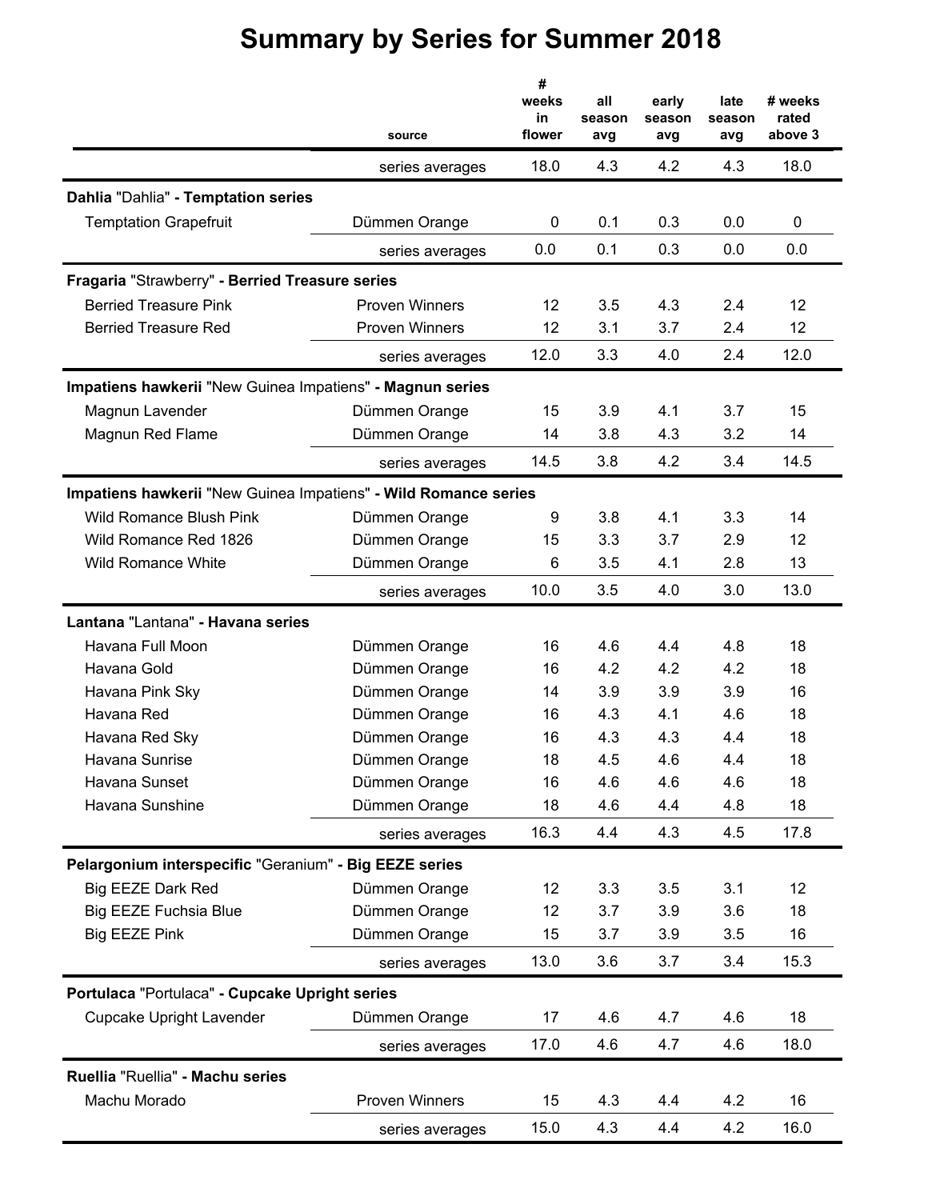# Summary by Series for Summer 2018

| | source | # weeks in flower | all season avg | early season avg | late season avg | # weeks rated above 3 |
|---|---|---|---|---|---|---|
| | series averages | 18.0 | 4.3 | 4.2 | 4.3 | 18.0 |
| **Dahlia** "Dahlia" **- Temptation series** | | | | | | |
| Temptation Grapefruit | Dümmen Orange | 0 | 0.1 | 0.3 | 0.0 | 0 |
| | series averages | 0.0 | 0.1 | 0.3 | 0.0 | 0.0 |
| **Fragaria** "Strawberry" **- Berried Treasure series** | | | | | | |
| Berried Treasure Pink | Proven Winners | 12 | 3.5 | 4.3 | 2.4 | 12 |
| Berried Treasure Red | Proven Winners | 12 | 3.1 | 3.7 | 2.4 | 12 |
| | series averages | 12.0 | 3.3 | 4.0 | 2.4 | 12.0 |
| **Impatiens hawkerii** "New Guinea Impatiens" **- Magnun series** | | | | | | |
| Magnun Lavender | Dümmen Orange | 15 | 3.9 | 4.1 | 3.7 | 15 |
| Magnun Red Flame | Dümmen Orange | 14 | 3.8 | 4.3 | 3.2 | 14 |
| | series averages | 14.5 | 3.8 | 4.2 | 3.4 | 14.5 |
| **Impatiens hawkerii** "New Guinea Impatiens" **- Wild Romance series** | | | | | | |
| Wild Romance Blush Pink | Dümmen Orange | 9 | 3.8 | 4.1 | 3.3 | 14 |
| Wild Romance Red 1826 | Dümmen Orange | 15 | 3.3 | 3.7 | 2.9 | 12 |
| Wild Romance White | Dümmen Orange | 6 | 3.5 | 4.1 | 2.8 | 13 |
| | series averages | 10.0 | 3.5 | 4.0 | 3.0 | 13.0 |
| **Lantana** "Lantana" **- Havana series** | | | | | | |
| Havana Full Moon | Dümmen Orange | 16 | 4.6 | 4.4 | 4.8 | 18 |
| Havana Gold | Dümmen Orange | 16 | 4.2 | 4.2 | 4.2 | 18 |
| Havana Pink Sky | Dümmen Orange | 14 | 3.9 | 3.9 | 3.9 | 16 |
| Havana Red | Dümmen Orange | 16 | 4.3 | 4.1 | 4.6 | 18 |
| Havana Red Sky | Dümmen Orange | 16 | 4.3 | 4.3 | 4.4 | 18 |
| Havana Sunrise | Dümmen Orange | 18 | 4.5 | 4.6 | 4.4 | 18 |
| Havana Sunset | Dümmen Orange | 16 | 4.6 | 4.6 | 4.6 | 18 |
| Havana Sunshine | Dümmen Orange | 18 | 4.6 | 4.4 | 4.8 | 18 |
| | series averages | 16.3 | 4.4 | 4.3 | 4.5 | 17.8 |
| **Pelargonium interspecific** "Geranium" **- Big EEZE series** | | | | | | |
| Big EEZE Dark Red | Dümmen Orange | 12 | 3.3 | 3.5 | 3.1 | 12 |
| Big EEZE Fuchsia Blue | Dümmen Orange | 12 | 3.7 | 3.9 | 3.6 | 18 |
| Big EEZE Pink | Dümmen Orange | 15 | 3.7 | 3.9 | 3.5 | 16 |
| | series averages | 13.0 | 3.6 | 3.7 | 3.4 | 15.3 |
| **Portulaca** "Portulaca" **- Cupcake Upright series** | | | | | | |
| Cupcake Upright Lavender | Dümmen Orange | 17 | 4.6 | 4.7 | 4.6 | 18 |
| | series averages | 17.0 | 4.6 | 4.7 | 4.6 | 18.0 |
| **Ruellia** "Ruellia" **- Machu series** | | | | | | |
| Machu Morado | Proven Winners | 15 | 4.3 | 4.4 | 4.2 | 16 |
| | series averages | 15.0 | 4.3 | 4.4 | 4.2 | 16.0 |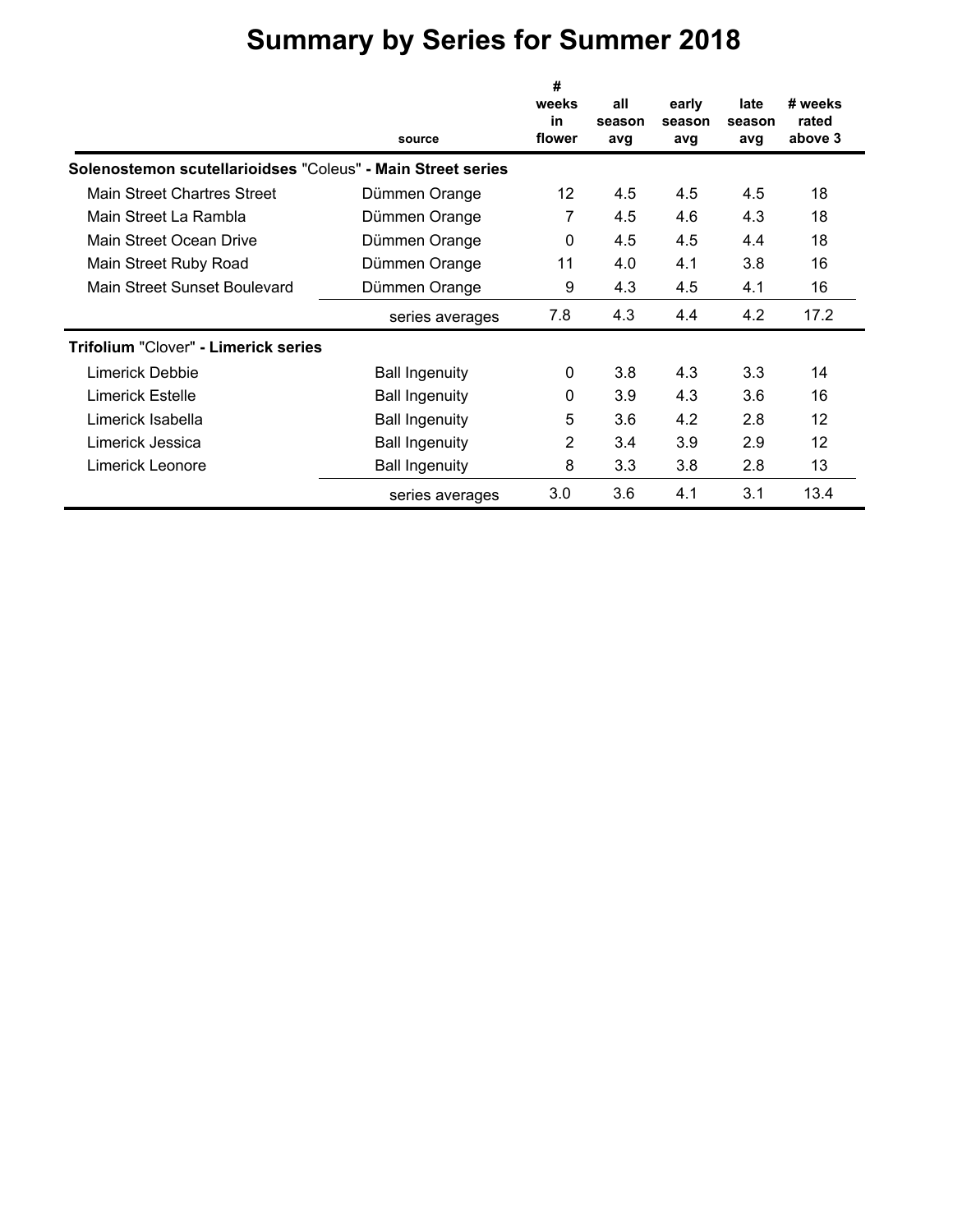# Summary by Series for Summer 2018

| | source | # weeks in flower | all season avg | early season avg | late season avg | # weeks rated above 3 |
|---|---|---|---|---|---|---|
| **Solenostemon scutellarioidses** "Coleus" **- Main Street series** | | | | | | |
| Main Street Chartres Street | Dümmen Orange | 12 | 4.5 | 4.5 | 4.5 | 18 |
| Main Street La Rambla | Dümmen Orange | 7 | 4.5 | 4.6 | 4.3 | 18 |
| Main Street Ocean Drive | Dümmen Orange | 0 | 4.5 | 4.5 | 4.4 | 18 |
| Main Street Ruby Road | Dümmen Orange | 11 | 4.0 | 4.1 | 3.8 | 16 |
| Main Street Sunset Boulevard | Dümmen Orange | 9 | 4.3 | 4.5 | 4.1 | 16 |
| | series averages | 7.8 | 4.3 | 4.4 | 4.2 | 17.2 |
| **Trifolium** "Clover" **- Limerick series** | | | | | | |
| Limerick Debbie | Ball Ingenuity | 0 | 3.8 | 4.3 | 3.3 | 14 |
| Limerick Estelle | Ball Ingenuity | 0 | 3.9 | 4.3 | 3.6 | 16 |
| Limerick Isabella | Ball Ingenuity | 5 | 3.6 | 4.2 | 2.8 | 12 |
| Limerick Jessica | Ball Ingenuity | 2 | 3.4 | 3.9 | 2.9 | 12 |
| Limerick Leonore | Ball Ingenuity | 8 | 3.3 | 3.8 | 2.8 | 13 |
| | series averages | 3.0 | 3.6 | 4.1 | 3.1 | 13.4 |